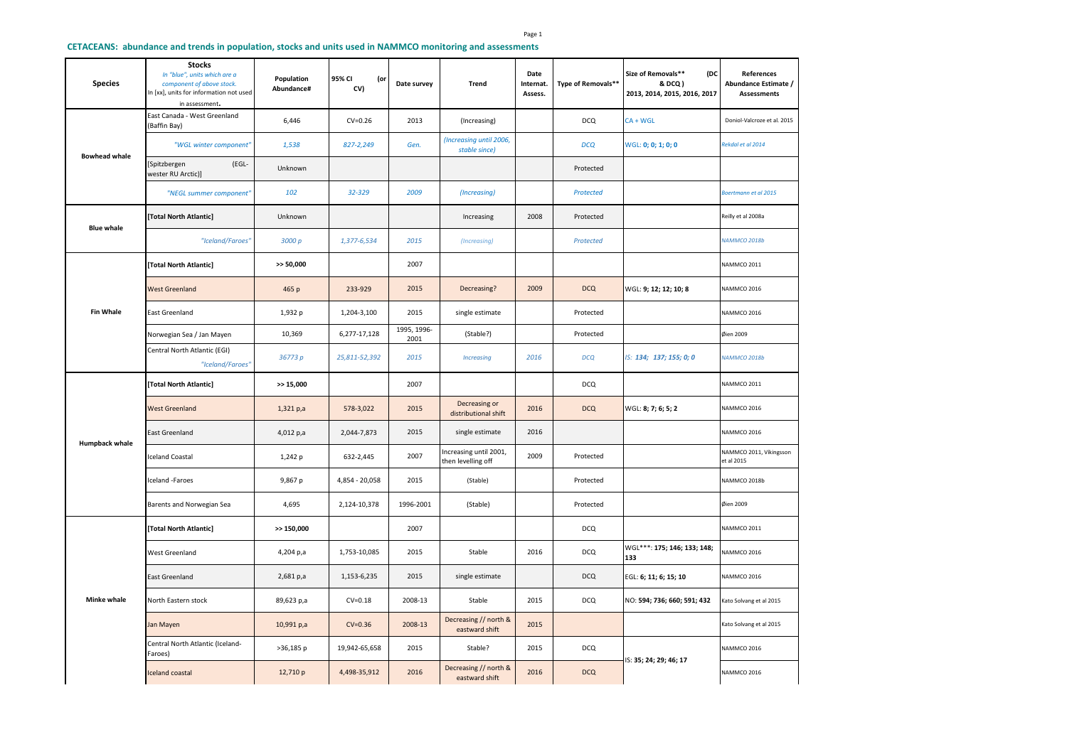## CETACEANS: abundance and trends in population, stocks and units used in NAMMCO monitoring and assessments

| Species | Stocks *In "blue", units which are a component of above stock.* In [xx], units for information not used in assessment. | Population Abundance# | 95% CI (or CV) | Date survey | Trend | Date Internat. Assess. | Type of Removals** | Size of Removals** (DC & DCQ) 2013, 2014, 2015, 2016, 2017 | References Abundance Estimate / Assessments |
|---|---|---|---|---|---|---|---|---|---|
| Bowhead whale | East Canada - West Greenland (Baffin Bay) | 6,446 | CV=0.26 | 2013 | (Increasing) | | DCQ | CA + WGL | Doniol-Valcroze et al. 2015 |
| | *"WGL winter component"* | *1,538* | *827-2,249* | *Gen.* | *(Increasing until 2006, stable since)* | | *DCQ* | WGL: **0; 0; 1; 0; 0** | *Rekdal et al 2014* |
| | [Spitzbergen (EGL-wester RU Arctic)] | Unknown | | | | | Protected | | |
| | *"NEGL summer component"* | *102* | *32-329* | *2009* | *(Increasing)* | | *Protected* | | *Boertmann et al 2015* |
| Blue whale | **[Total North Atlantic]** | Unknown | | | Increasing | 2008 | Protected | | Reilly et al 2008a |
| | *"Iceland/Faroes"* | *3000 p* | *1,377-6,534* | *2015* | *(Increasing)* | | *Protected* | | *NAMMCO 2018b* |
| Fin Whale | **[Total North Atlantic]** | **>> 50,000** | | 2007 | | | | | NAMMCO 2011 |
| | West Greenland | 465 p | 233-929 | 2015 | Decreasing? | 2009 | DCQ | WGL: **9; 12; 12; 10; 8** | NAMMCO 2016 |
| | East Greenland | 1,932 p | 1,204-3,100 | 2015 | single estimate | | Protected | | NAMMCO 2016 |
| | Norwegian Sea / Jan Mayen | 10,369 | 6,277-17,128 | 1995, 1996-2001 | (Stable?) | | Protected | | Øien 2009 |
| | Central North Atlantic (EGI) *"Iceland/Faroes"* | *36773 p* | *25,811-52,392* | *2015* | *Increasing* | *2016* | *DCQ* | *IS: **134; 137; 155; 0; 0*** | *NAMMCO 2018b* |
| Humpback whale | **[Total North Atlantic]** | **>> 15,000** | | 2007 | | | DCQ | | NAMMCO 2011 |
| | West Greenland | 1,321 p,a | 578-3,022 | 2015 | Decreasing or distributional shift | 2016 | DCQ | WGL: **8; 7; 6; 5; 2** | NAMMCO 2016 |
| | East Greenland | 4,012 p,a | 2,044-7,873 | 2015 | single estimate | 2016 | | | NAMMCO 2016 |
| | Iceland Coastal | 1,242 p | 632-2,445 | 2007 | Increasing until 2001, then levelling off | 2009 | Protected | | NAMMCO 2011, Vikingsson et al 2015 |
| | Iceland -Faroes | 9,867 p | 4,854 - 20,058 | 2015 | (Stable) | | Protected | | NAMMCO 2018b |
| | Barents and Norwegian Sea | 4,695 | 2,124-10,378 | 1996-2001 | (Stable) | | Protected | | Øien 2009 |
| Minke whale | **[Total North Atlantic]** | **>> 150,000** | | 2007 | | | DCQ | | NAMMCO 2011 |
| | West Greenland | 4,204 p,a | 1,753-10,085 | 2015 | Stable | 2016 | DCQ | WGL***: **175; 146; 133; 148; 133** | NAMMCO 2016 |
| | East Greenland | 2,681 p,a | 1,153-6,235 | 2015 | single estimate | | DCQ | EGL: **6; 11; 6; 15; 10** | NAMMCO 2016 |
| | North Eastern stock | 89,623 p,a | CV=0.18 | 2008-13 | Stable | 2015 | DCQ | NO: **594; 736; 660; 591; 432** | Kato Solvang et al 2015 |
| | Jan Mayen | 10,991 p,a | CV=0.36 | 2008-13 | Decreasing // north & eastward shift | 2015 | | | Kato Solvang et al 2015 |
| | Central North Atlantic (Iceland-Faroes) | >36,185 p | 19,942-65,658 | 2015 | Stable? | 2015 | DCQ | IS: **35; 24; 29; 46; 17** | NAMMCO 2016 |
| | Iceland coastal | 12,710 p | 4,498-35,912 | 2016 | Decreasing // north & eastward shift | 2016 | DCQ | | NAMMCO 2016 |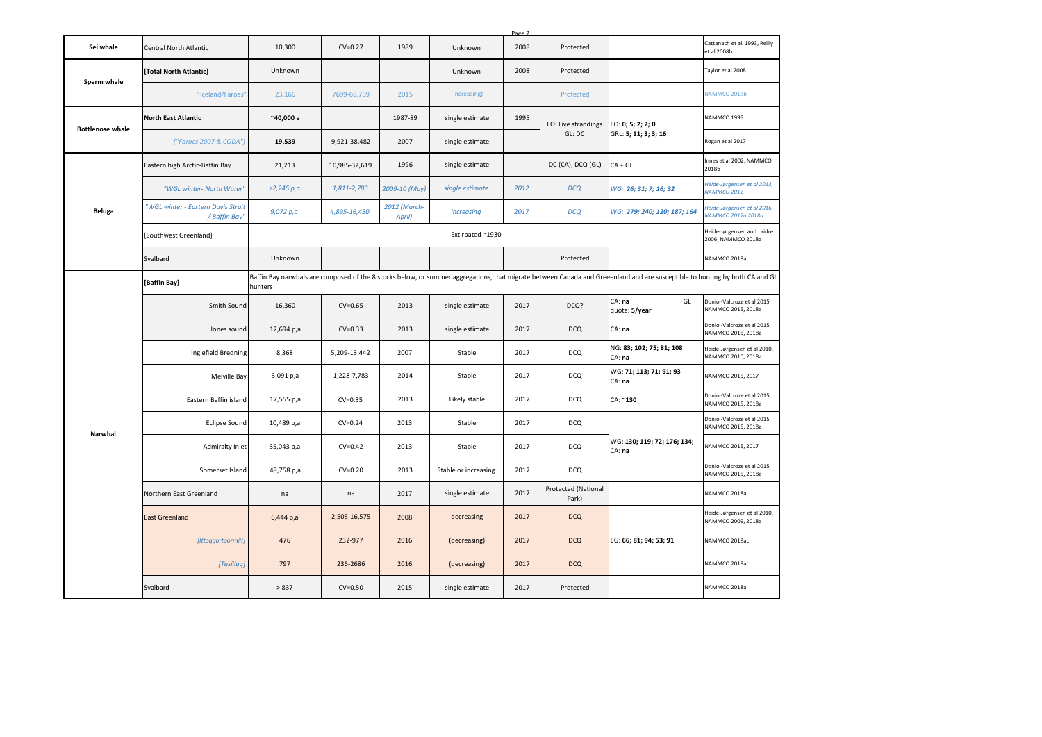| | | | | | | | | | |
|---|---|---|---|---|---|---|---|---|---|
| **Sei whale** | Central North Atlantic | 10,300 | CV=0.27 | 1989 | Unknown | 2008 | Protected | | Cattanach et al. 1993, Reilly et al 2008b |
| **Sperm whale** | **[Total North Atlantic]** | Unknown | | | Unknown | 2008 | Protected | | Taylor et al 2008 |
| | "Iceland/Faroes" | 23,166 | 7699-69,709 | 2015 | (Increasing) | | Protected | | NAMMCO 2018b |
| **Bottlenose whale** | **North East Atlantic** | **~40,000 a** | | 1987-89 | single estimate | 1995 | FO: Live strandings GL: DC | FO: **0; 5; 2; 2; 0** GRL: **5; 11; 3; 3; 16** | NAMMCO 1995 |
| | *["Faroes 2007 & CODA"]* | **19,539** | 9,921-38,482 | 2007 | single estimate | | | | Rogan et al 2017 |
| **Beluga** | Eastern high Arctic-Baffin Bay | 21,213 | 10,985-32,619 | 1996 | single estimate | | DC (CA), DCQ (GL) | CA + GL | Innes et al 2002, NAMMCO 2018b |
| | *"WGL winter- North Water"* | *>2,245 p,a* | *1,811-2,783* | *2009-10 (May)* | *single estimate* | *2012* | *DCQ* | *WG: **26; 31; 7; 16; 32*** | *Heide-Jørgensen et al 2013, NAMMCO 2012* |
| | *"WGL winter - Eastern Davis Strait / Baffin Bay"* | *9,072 p,a* | *4,895-16,450* | *2012 (March-April)* | *Increasing* | *2017* | *DCQ* | *WG: **279; 240; 120; 187; 164*** | *Heide-Jørgensen et al 2016, NAMMCO 2017a 2018a* |
| | [Southwest Greenland] | Extirpated ~1930 | | | | | | | Heide-Jørgensen and Laidre 2006, NAMMCO 2018a |
| | Svalbard | Unknown | | | | | Protected | | NAMMCO 2018a |
| **Narwhal** | **[Baffin Bay]** | Baffin Bay narwhals are composed of the 8 stocks below, or summer aggregations, that migrate between Canada and Greenland and are susceptible to hunting by both CA and GL hunters | | | | | | | |
| | Smith Sound | 16,360 | CV=0.65 | 2013 | single estimate | 2017 | DCQ? | CA: **na** GL quota: **5/year** | Doniol-Valcroze et al 2015, NAMMCO 2015, 2018a |
| | Jones sound | 12,694 p,a | CV=0.33 | 2013 | single estimate | 2017 | DCQ | CA: **na** | Doniol-Valcroze et al 2015, NAMMCO 2015, 2018a |
| | Inglefield Bredning | 8,368 | 5,209-13,442 | 2007 | Stable | 2017 | DCQ | NG: **83; 102; 75; 81; 108** CA: **na** | Heide-Jørgensen et al 2010, NAMMCO 2010, 2018a |
| | Melville Bay | 3,091 p,a | 1,228-7,783 | 2014 | Stable | 2017 | DCQ | WG: **71; 113; 71; 91; 93** CA: **na** | NAMMCO 2015, 2017 |
| | Eastern Baffin island | 17,555 p,a | CV=0.35 | 2013 | Likely stable | 2017 | DCQ | CA: **~130** | Doniol-Valcroze et al 2015, NAMMCO 2015, 2018a |
| | Eclipse Sound | 10,489 p,a | CV=0.24 | 2013 | Stable | 2017 | DCQ | WG: **130; 119; 72; 176; 134;** CA: **na** | Doniol-Valcroze et al 2015, NAMMCO 2015, 2018a |
| | Admiralty Inlet | 35,043 p,a | CV=0.42 | 2013 | Stable | 2017 | DCQ | | NAMMCO 2015, 2017 |
| | Somerset Island | 49,758 p,a | CV=0.20 | 2013 | Stable or increasing | 2017 | DCQ | | Doniol-Valcroze et al 2015, NAMMCO 2015, 2018a |
| | Northern East Greenland | na | na | 2017 | single estimate | 2017 | Protected (National Park) | | NAMMCO 2018a |
| | East Greenland | 6,444 p,a | 2,505-16,575 | 2008 | decreasing | 2017 | DCQ | EG: **66; 81; 94; 53; 91** | Heide-Jørgensen et al 2010, NAMMCO 2009, 2018a |
| | *[Ittoqqortoormiit]* | 476 | 232-977 | 2016 | (decreasing) | 2017 | DCQ | | NAMMCO 2018ac |
| | *[Tasiilaq]* | 797 | 236-2686 | 2016 | (decreasing) | 2017 | DCQ | | NAMMCO 2018ac |
| | Svalbard | > 837 | CV=0.50 | 2015 | single estimate | 2017 | Protected | | NAMMCO 2018a |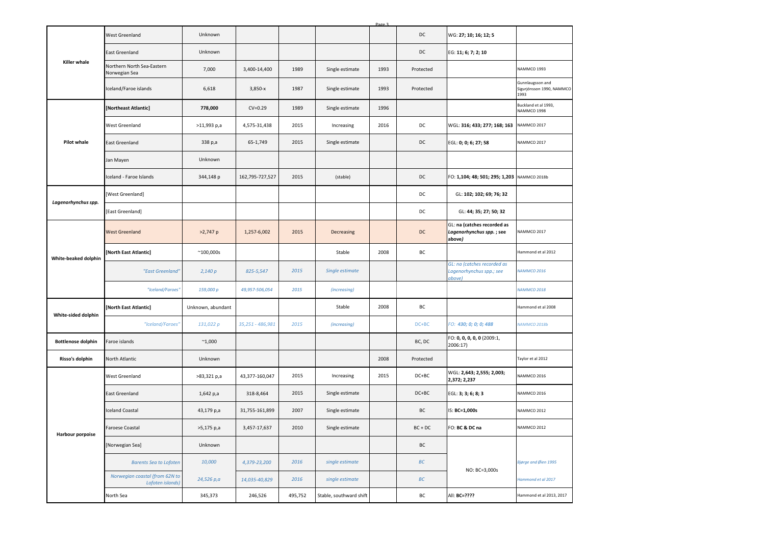| | | | | | | | | | |
|---|---|---|---|---|---|---|---|---|---|
| **Killer whale** | West Greenland | Unknown | | | | | DC | WG: **27; 10; 16; 12; 5** | |
| | East Greenland | Unknown | | | | | DC | EG: **11; 6; 7; 2; 10** | |
| | Northern North Sea-Eastern Norwegian Sea | 7,000 | 3,400-14,400 | 1989 | Single estimate | 1993 | Protected | | NAMMCO 1993 |
| | Iceland/Faroe islands | 6,618 | 3,850-x | 1987 | Single estimate | 1993 | Protected | | Gunnlaugsson and Sigurjónsson 1990, NAMMCO 1993 |
| **Pilot whale** | **[Northeast Atlantic]** | **778,000** | CV=0.29 | 1989 | Single estimate | 1996 | | | Buckland et al 1993, NAMMCO 1998 |
| | West Greenland | >11,993 p,a | 4,575-31,438 | 2015 | Increasing | 2016 | DC | WGL: **316; 433; 277; 168; 163** | NAMMCO 2017 |
| | East Greenland | 338 p,a | 65-1,749 | 2015 | Single estimate | | DC | EGL: **0; 0; 6; 27; 58** | NAMMCO 2017 |
| | Jan Mayen | Unknown | | | | | | | |
| | Iceland - Faroe Islands | 344,148 p | 162,795-727,527 | 2015 | (stable) | | DC | FO: **1,104; 48; 501; 295; 1,203** | NAMMCO 2018b |
| ***Lagenorhynchus spp.*** | [West Greenland] | | | | | | DC | GL: **102; 102; 69; 76; 32** | |
| | [East Greenland] | | | | | | DC | GL: **44; 35; 27; 50; 32** | |
| **White-beaked dolphin** | West Greenland | >2,747 p | 1,257-6,002 | 2015 | Decreasing | | DC | GL: **na (catches recorded as *Lagenorhynchus spp.* ; see above*)*** | NAMMCO 2017 |
| | **[North East Atlantic]** | ~100,000s | | | Stable | 2008 | BC | | Hammond et al 2012 |
| | *"East Greenland"* | *2,140 p* | *825-5,547* | *2015* | *Single estimate* | | | *GL: na (catches recorded as Lagenorhynchus spp.; see above)* | *NAMMCO 2016* |
| | *"Iceland/Faroes"* | *159,000 p* | *49,957-506,054* | *2015* | *(increasing)* | | | | *NAMMCO 2018* |
| **White-sided dolphin** | **[North East Atlantic]** | Unknown, abundant | | | Stable | 2008 | BC | | Hammond et al 2008 |
| | *"Iceland/Faroes"* | *131,022 p* | *35,251 - 486,981* | *2015* | *(increasing)* | | DC+BC | *FO: **430; 0; 0; 0; 488*** | *NAMMCO 2018b* |
| **Bottlenose dolphin** | Faroe islands | ~1,000 | | | | | BC, DC | FO: **0, 0, 0, 0, 0** (2009:1, 2006:17) | |
| **Risso's dolphin** | North Atlantic | Unknown | | | | 2008 | Protected | | Taylor et al 2012 |
| **Harbour porpoise** | West Greenland | >83,321 p,a | 43,377-160,047 | 2015 | Increasing | 2015 | DC+BC | WGL: **2,643; 2,555; 2,003; 2,372; 2,237** | NAMMCO 2016 |
| | East Greenland | 1,642 p,a | 318-8,464 | 2015 | Single estimate | | DC+BC | EGL: **3; 3; 6; 8; 3** | NAMMCO 2016 |
| | Iceland Coastal | 43,179 p,a | 31,755-161,899 | 2007 | Single estimate | | BC | IS: **BC=1,000s** | NAMMCO 2012 |
| | Faroese Coastal | >5,175 p,a | 3,457-17,637 | 2010 | Single estimate | | BC + DC | FO: **BC & DC na** | NAMMCO 2012 |
| | [Norwegian Sea] | Unknown | | | | | BC | NO: BC=3,000s | |
| | *Barents Sea to Lofoten* | *10,000* | *4,379-23,200* | *2016* | *single estimate* | | *BC* | | *Bjørge and Øien 1995* |
| | *Norwegian coastal (from 62N to Lofoten islands)* | *24,526 p,a* | *14,035-40,829* | *2016* | *single estimate* | | *BC* | | *Hammond et al 2017* |
| | North Sea | 345,373 | 246,526 | 495,752 | Stable, southward shift | | BC | All: **BC=????** | Hammond et al 2013, 2017 |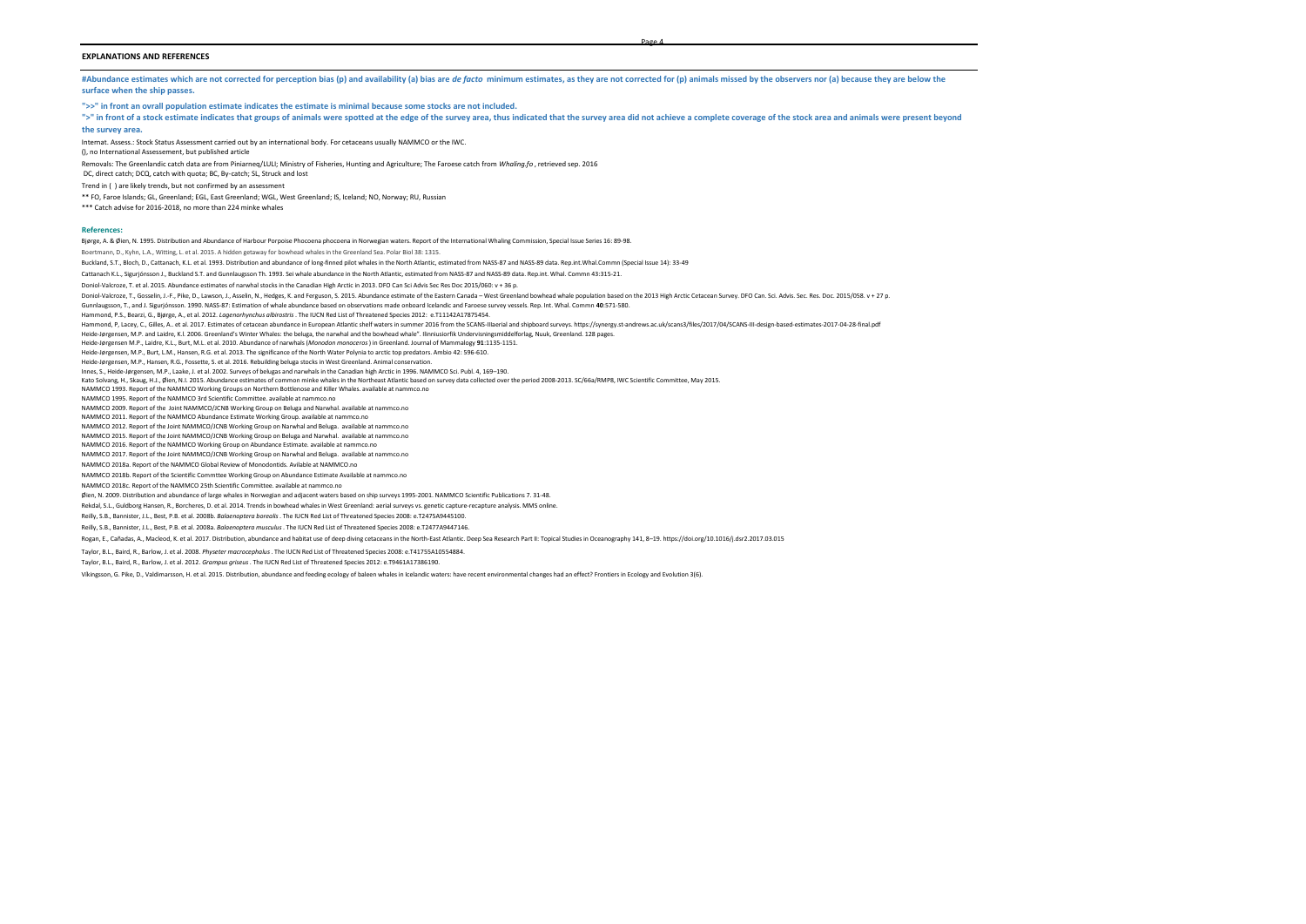## EXPLANATIONS AND REFERENCES

**#Abundance estimates which are not corrected for perception bias (p) and availability (a) bias are *de facto* minimum estimates, as they are not corrected for (p) animals missed by the observers nor (a) because they are below the surface when the ship passes.**

**">>" in front an overall population estimate indicates the estimate is minimal because some stocks are not included.**

**">" in front of a stock estimate indicates that groups of animals were spotted at the edge of the survey area, thus indicated that the survey area did not achieve a complete coverage of the stock area and animals were present beyond the survey area.**

Internat. Assess.: Stock Status Assessment carried out by an international body. For cetaceans usually NAMMCO or the IWC.

(), no International Assessement, but published article

Removals: The Greenlandic catch data are from Piniarneq/LULI; Ministry of Fisheries, Hunting and Agriculture; The Faroese catch from *Whaling.fo* , retrieved sep. 2016

DC, direct catch; DCQ, catch with quota; BC, By-catch; SL, Struck and lost

Trend in ( ) are likely trends, but not confirmed by an assessment

** FO, Faroe Islands; GL, Greenland; EGL, East Greenland; WGL, West Greenland; IS, Iceland; NO, Norway; RU, Russian

*** Catch advise for 2016-2018, no more than 224 minke whales

### References:

Bjørge, A. & Øien, N. 1995. Distribution and Abundance of Harbour Porpoise Phocoena phocoena in Norwegian waters. Report of the International Whaling Commission, Special Issue Series 16: 89-98.

Boertmann, D., Kyhn, L.A., Witting, L. et al. 2015. A hidden getaway for bowhead whales in the Greenland Sea. Polar Biol 38: 1315.

Buckland, S.T., Bloch, D., Cattanach, K.L. et al. 1993. Distribution and abundance of long-finned pilot whales in the North Atlantic, estimated from NASS-87 and NASS-89 data. Rep.int.Whal.Commn (Special Issue 14): 33-49

Cattanach K.L., Sigurjónsson J., Buckland S.T. and Gunnlaugsson Th. 1993. Sei whale abundance in the North Atlantic, estimated from NASS-87 and NASS-89 data. Rep.int. Whal. Commn 43:315-21.

Doniol-Valcroze, T. et al. 2015. Abundance estimates of narwhal stocks in the Canadian High Arctic in 2013. DFO Can Sci Advis Sec Res Doc 2015/060: v + 36 p.

Doniol-Valcroze, T., Gosselin, J.-F., Pike, D., Lawson, J., Asselin, N., Hedges, K. and Ferguson, S. 2015. Abundance estimate of the Eastern Canada – West Greenland bowhead whale population based on the 2013 High Arctic Cetacean Survey. DFO Can. Sci. Advis. Sec. Res. Doc. 2015/058. v + 27 p.

Gunnlaugsson, T., and J. Sigurjónsson. 1990. NASS-87: Estimation of whale abundance based on observations made onboard Icelandic and Faroese survey vessels. Rep. Int. Whal. Commn **40**:571-580.

Hammond, P.S., Bearzi, G., Bjørge, A., et al. 2012. *Lagenorhynchus albirostris* . The IUCN Red List of Threatened Species 2012: e.T11142A17875454.

Hammond, P, Lacey, C., Gilles, A.. et al. 2017. Estimates of cetacean abundance in European Atlantic shelf waters in summer 2016 from the SCANS-IIIaerial and shipboard surveys. https://synergy.st-andrews.ac.uk/scans3/files/2017/04/SCANS-III-design-based-estimates-2017-04-28-final.pdf

Heide-Jørgensen, M.P. and Laidre, K.l. 2006. Greenland's Winter Whales: the beluga, the narwhal and the bowhead whale". Ilinniusiorfik Undervisningsmiddelforlag, Nuuk, Greenland. 128 pages.

Heide-Jørgensen M.P., Laidre, K.L., Burt, M.L. et al. 2010. Abundance of narwhals (*Monodon monoceros* ) in Greenland. Journal of Mammalogy **91**:1135-1151.

Heide-Jørgensen, M.P., Burt, L.M., Hansen, R.G. et al. 2013. The significance of the North Water Polynia to arctic top predators. Ambio 42: 596-610.

Heide-Jørgensen, M.P., Hansen, R.G., Fossette, S. et al. 2016. Rebuilding beluga stocks in West Greenland. Animal conservation.

Innes, S., Heide-Jørgensen, M.P., Laake, J. et al. 2002. Surveys of belugas and narwhals in the Canadian high Arctic in 1996. NAMMCO Sci. Publ. 4, 169–190.

Kato Solvang, H., Skaug, H.J., Øien, N.I. 2015. Abundance estimates of common minke whales in the Northeast Atlantic based on survey data collected over the period 2008-2013. SC/66a/RMP8, IWC Scientific Committee, May 2015.

NAMMCO 1993. Report of the NAMMCO Working Groups on Northern Bottlenose and Killer Whales. available at nammco.no

NAMMCO 1995. Report of the NAMMCO 3rd Scientific Committee. available at nammco.no

NAMMCO 2009. Report of the Joint NAMMCO/JCNB Working Group on Beluga and Narwhal. available at nammco.no

NAMMCO 2011. Report of the NAMMCO Abundance Estimate Working Group. available at nammco.no

NAMMCO 2012. Report of the Joint NAMMCO/JCNB Working Group on Narwhal and Beluga. available at nammco.no

NAMMCO 2015. Report of the Joint NAMMCO/JCNB Working Group on Beluga and Narwhal. available at nammco.no

NAMMCO 2016. Report of the NAMMCO Working Group on Abundance Estimate. available at nammco.no

NAMMCO 2017. Report of the Joint NAMMCO/JCNB Working Group on Narwhal and Beluga. available at nammco.no

NAMMCO 2018a. Report of the NAMMCO Global Review of Monodontids. Avilable at NAMMCO.no

NAMMCO 2018b. Report of the Scientific Commttee Working Group on Abundance Estimate Available at nammco.no

NAMMCO 2018c. Report of the NAMMCO 25th Scientific Committee. available at nammco.no

Øien, N. 2009. Distribution and abundance of large whales in Norwegian and adjacent waters based on ship surveys 1995-2001. NAMMCO Scientific Publications 7. 31-48.

Rekdal, S.L., Guldborg Hansen, R., Borcheres, D. et al. 2014. Trends in bowhead whales in West Greenland: aerial surveys vs. genetic capture-recapture analysis. MMS online.

Reilly, S.B., Bannister, J.L., Best, P.B. et al. 2008b. *Balaenoptera borealis* . The IUCN Red List of Threatened Species 2008: e.T2475A9445100.

Reilly, S.B., Bannister, J.L., Best, P.B. et al. 2008a. *Balaenoptera musculus* . The IUCN Red List of Threatened Species 2008: e.T2477A9447146.

Rogan, E., Cañadas, A., Macleod, K. et al. 2017. Distribution, abundance and habitat use of deep diving cetaceans in the North-East Atlantic. Deep Sea Research Part II: Topical Studies in Oceanography 141, 8–19. https://doi.org/10.1016/j.dsr2.2017.03.015

Taylor, B.L., Baird, R., Barlow, J. et al. 2008. *Physeter macrocephalus* . The IUCN Red List of Threatened Species 2008: e.T41755A10554884.

Taylor, B.L., Baird, R., Barlow, J. et al. 2012. *Grampus griseus* . The IUCN Red List of Threatened Species 2012: e.T9461A17386190.

Vikingsson, G. Pike, D., Valdimarsson, H. et al. 2015. Distribution, abundance and feeding ecology of baleen whales in Icelandic waters: have recent environmental changes had an effect? Frontiers in Ecology and Evolution 3(6).